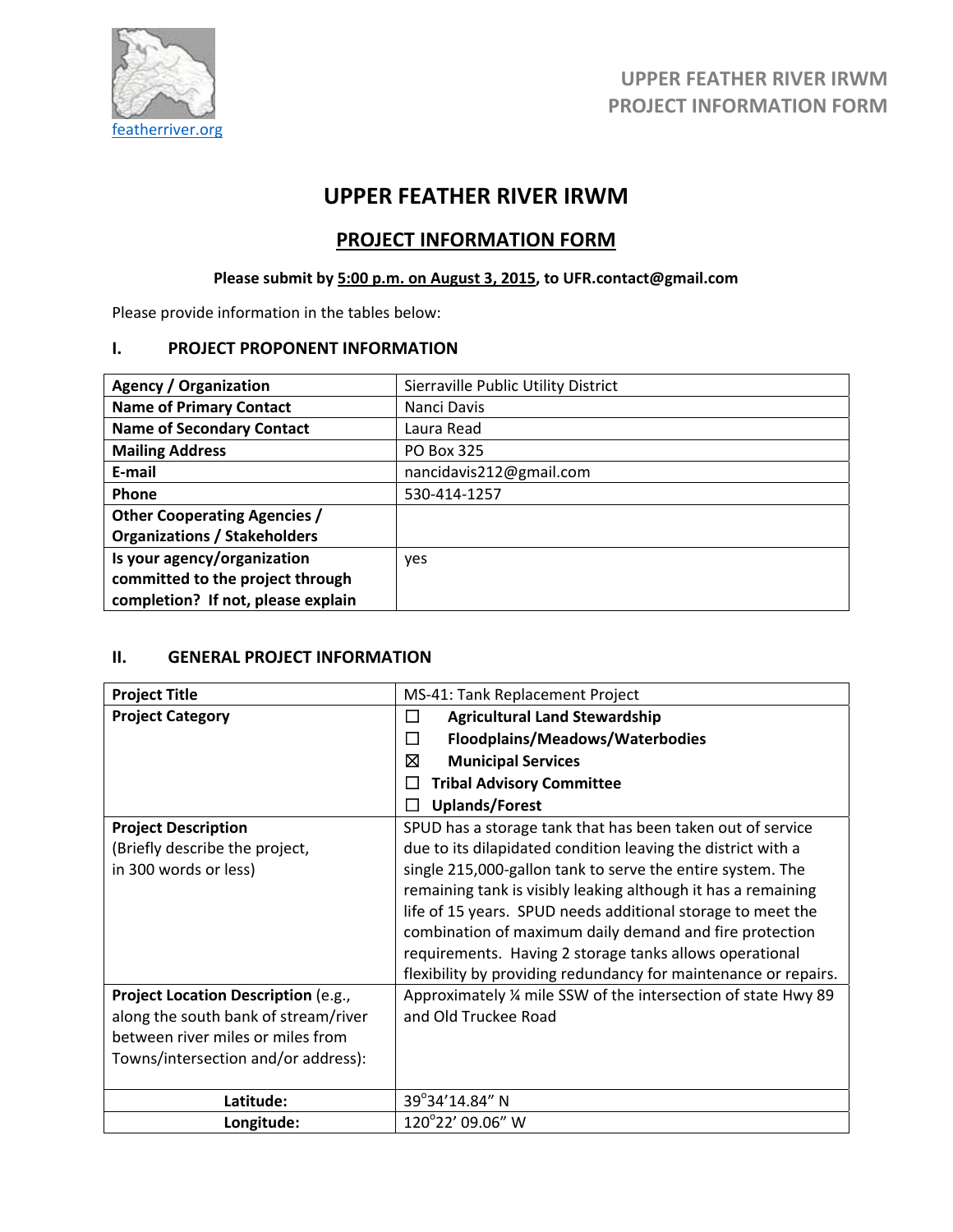featherriver.org

UPPER FEATHER RIVER IRWM
PROJECT INFORMATION FORM

# UPPER FEATHER RIVER IRWM

## PROJECT INFORMATION FORM

**Please submit by 5:00 p.m. on August 3, 2015, to UFR.contact@gmail.com**

Please provide information in the tables below:

### I. PROJECT PROPONENT INFORMATION

| | |
|---|---|
| **Agency / Organization** | Sierraville Public Utility District |
| **Name of Primary Contact** | Nanci Davis |
| **Name of Secondary Contact** | Laura Read |
| **Mailing Address** | PO Box 325 |
| **E-mail** | nancidavis212@gmail.com |
| **Phone** | 530-414-1257 |
| **Other Cooperating Agencies / Organizations / Stakeholders** | |
| **Is your agency/organization committed to the project through completion? If not, please explain** | yes |

### II. GENERAL PROJECT INFORMATION

| | |
|---|---|
| **Project Title** | MS-41: Tank Replacement Project |
| **Project Category** | ☐ **Agricultural Land Stewardship**<br>☐ **Floodplains/Meadows/Waterbodies**<br>☒ **Municipal Services**<br>☐ **Tribal Advisory Committee**<br>☐ **Uplands/Forest** |
| **Project Description** (Briefly describe the project, in 300 words or less) | SPUD has a storage tank that has been taken out of service due to its dilapidated condition leaving the district with a single 215,000-gallon tank to serve the entire system. The remaining tank is visibly leaking although it has a remaining life of 15 years. SPUD needs additional storage to meet the combination of maximum daily demand and fire protection requirements. Having 2 storage tanks allows operational flexibility by providing redundancy for maintenance or repairs. |
| **Project Location Description** (e.g., along the south bank of stream/river between river miles or miles from Towns/intersection and/or address): | Approximately ¼ mile SSW of the intersection of state Hwy 89 and Old Truckee Road |
| **Latitude:** | 39°34'14.84" N |
| **Longitude:** | 120°22' 09.06" W |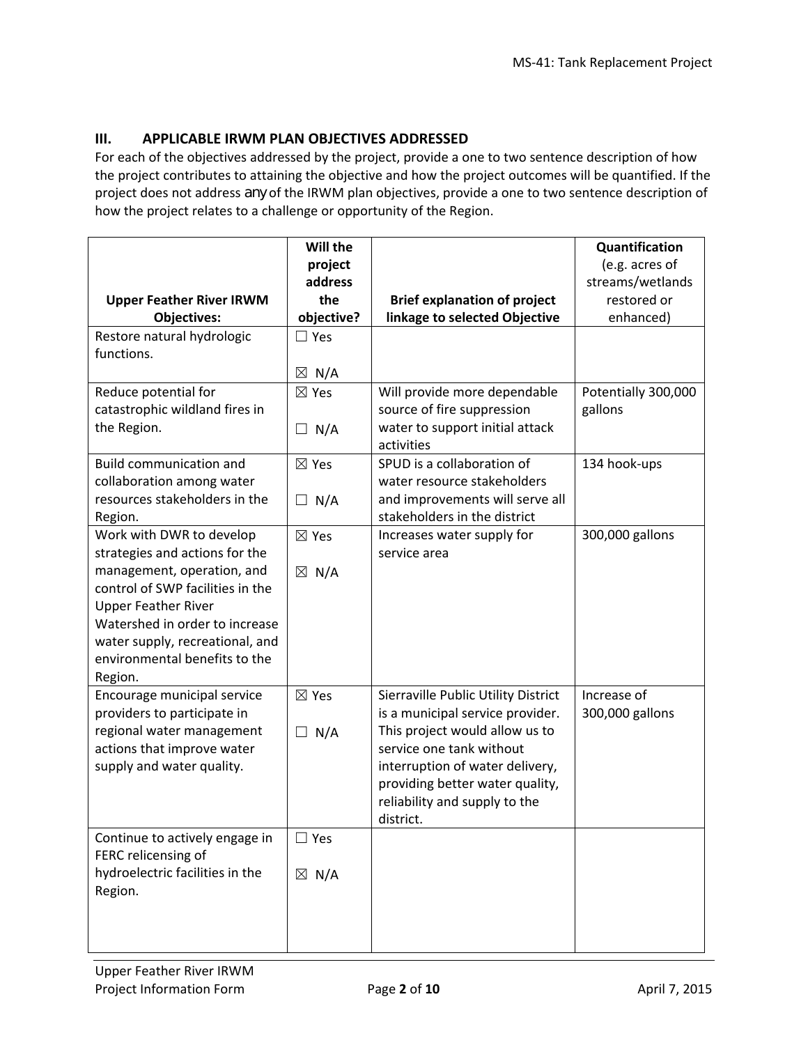## III. APPLICABLE IRWM PLAN OBJECTIVES ADDRESSED

For each of the objectives addressed by the project, provide a one to two sentence description of how the project contributes to attaining the objective and how the project outcomes will be quantified. If the project does not address any of the IRWM plan objectives, provide a one to two sentence description of how the project relates to a challenge or opportunity of the Region.

| Upper Feather River IRWM Objectives: | Will the project address the objective? | Brief explanation of project linkage to selected Objective | Quantification (e.g. acres of streams/wetlands restored or enhanced) |
|---|---|---|---|
| Restore natural hydrologic functions. | ☐ Yes<br>☒ N/A | | |
| Reduce potential for catastrophic wildland fires in the Region. | ☒ Yes<br>☐ N/A | Will provide more dependable source of fire suppression water to support initial attack activities | Potentially 300,000 gallons |
| Build communication and collaboration among water resources stakeholders in the Region. | ☒ Yes<br>☐ N/A | SPUD is a collaboration of water resource stakeholders and improvements will serve all stakeholders in the district | 134 hook-ups |
| Work with DWR to develop strategies and actions for the management, operation, and control of SWP facilities in the Upper Feather River Watershed in order to increase water supply, recreational, and environmental benefits to the Region. | ☒ Yes<br>☒ N/A | Increases water supply for service area | 300,000 gallons |
| Encourage municipal service providers to participate in regional water management actions that improve water supply and water quality. | ☒ Yes<br>☐ N/A | Sierraville Public Utility District is a municipal service provider. This project would allow us to service one tank without interruption of water delivery, providing better water quality, reliability and supply to the district. | Increase of 300,000 gallons |
| Continue to actively engage in FERC relicensing of hydroelectric facilities in the Region. | ☐ Yes<br>☒ N/A | | |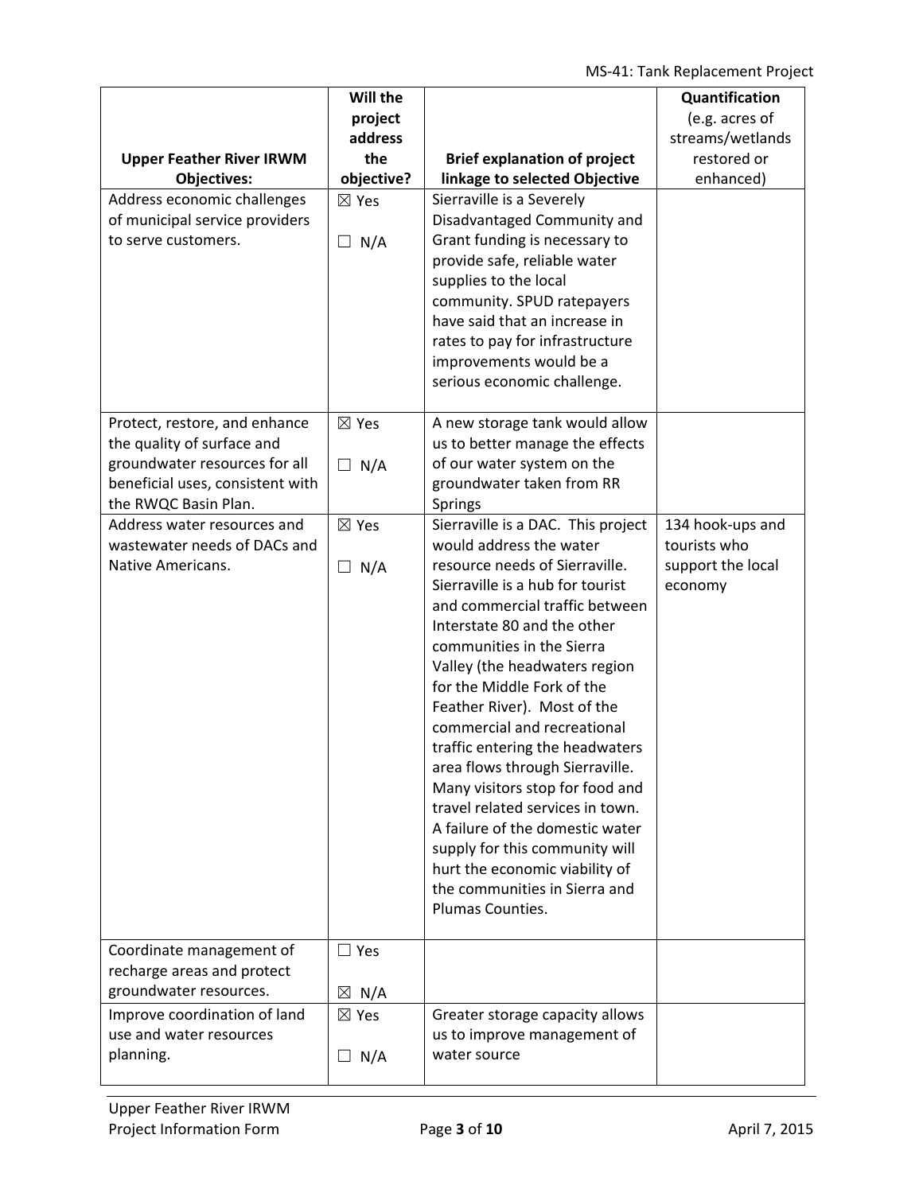| Upper Feather River IRWM Objectives: | Will the project address the objective? | Brief explanation of project linkage to selected Objective | Quantification (e.g. acres of streams/wetlands restored or enhanced) |
|---|---|---|---|
| Address economic challenges of municipal service providers to serve customers. | ☒ Yes<br>☐ N/A | Sierraville is a Severely Disadvantaged Community and Grant funding is necessary to provide safe, reliable water supplies to the local community. SPUD ratepayers have said that an increase in rates to pay for infrastructure improvements would be a serious economic challenge. | |
| Protect, restore, and enhance the quality of surface and groundwater resources for all beneficial uses, consistent with the RWQC Basin Plan. | ☒ Yes<br>☐ N/A | A new storage tank would allow us to better manage the effects of our water system on the groundwater taken from RR Springs | |
| Address water resources and wastewater needs of DACs and Native Americans. | ☒ Yes<br>☐ N/A | Sierraville is a DAC. This project would address the water resource needs of Sierraville. Sierraville is a hub for tourist and commercial traffic between Interstate 80 and the other communities in the Sierra Valley (the headwaters region for the Middle Fork of the Feather River). Most of the commercial and recreational traffic entering the headwaters area flows through Sierraville. Many visitors stop for food and travel related services in town. A failure of the domestic water supply for this community will hurt the economic viability of the communities in Sierra and Plumas Counties. | 134 hook-ups and tourists who support the local economy |
| Coordinate management of recharge areas and protect groundwater resources. | ☐ Yes<br>☒ N/A | | |
| Improve coordination of land use and water resources planning. | ☒ Yes<br>☐ N/A | Greater storage capacity allows us to improve management of water source | |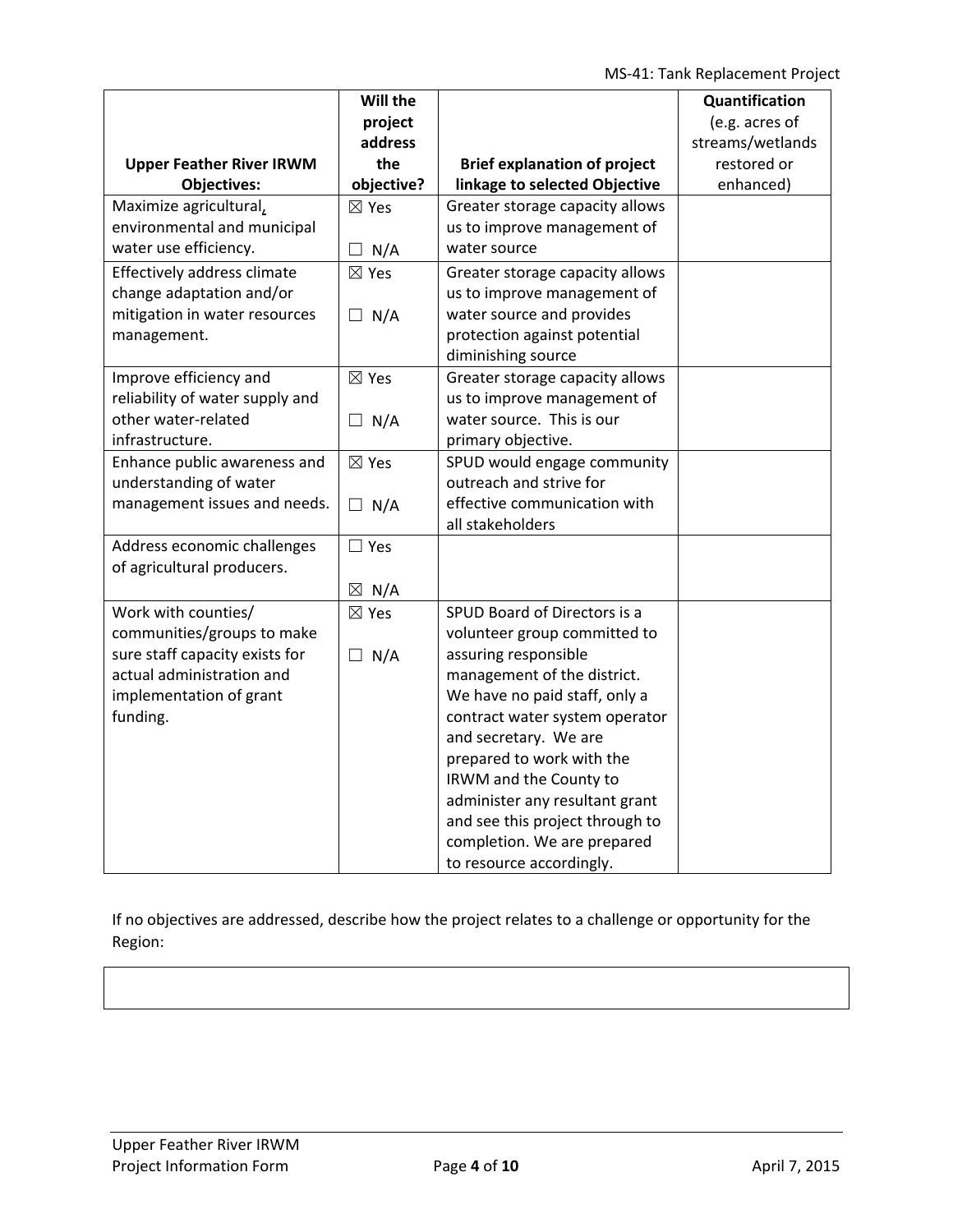| Upper Feather River IRWM Objectives: | Will the project address the objective? | Brief explanation of project linkage to selected Objective | Quantification (e.g. acres of streams/wetlands restored or enhanced) |
|---|---|---|---|
| Maximize agricultural, environmental and municipal water use efficiency. | ☒ Yes<br>☐ N/A | Greater storage capacity allows us to improve management of water source | |
| Effectively address climate change adaptation and/or mitigation in water resources management. | ☒ Yes<br>☐ N/A | Greater storage capacity allows us to improve management of water source and provides protection against potential diminishing source | |
| Improve efficiency and reliability of water supply and other water-related infrastructure. | ☒ Yes<br>☐ N/A | Greater storage capacity allows us to improve management of water source. This is our primary objective. | |
| Enhance public awareness and understanding of water management issues and needs. | ☒ Yes<br>☐ N/A | SPUD would engage community outreach and strive for effective communication with all stakeholders | |
| Address economic challenges of agricultural producers. | ☐ Yes<br>☒ N/A | | |
| Work with counties/ communities/groups to make sure staff capacity exists for actual administration and implementation of grant funding. | ☒ Yes<br>☐ N/A | SPUD Board of Directors is a volunteer group committed to assuring responsible management of the district. We have no paid staff, only a contract water system operator and secretary. We are prepared to work with the IRWM and the County to administer any resultant grant and see this project through to completion. We are prepared to resource accordingly. | |

If no objectives are addressed, describe how the project relates to a challenge or opportunity for the Region: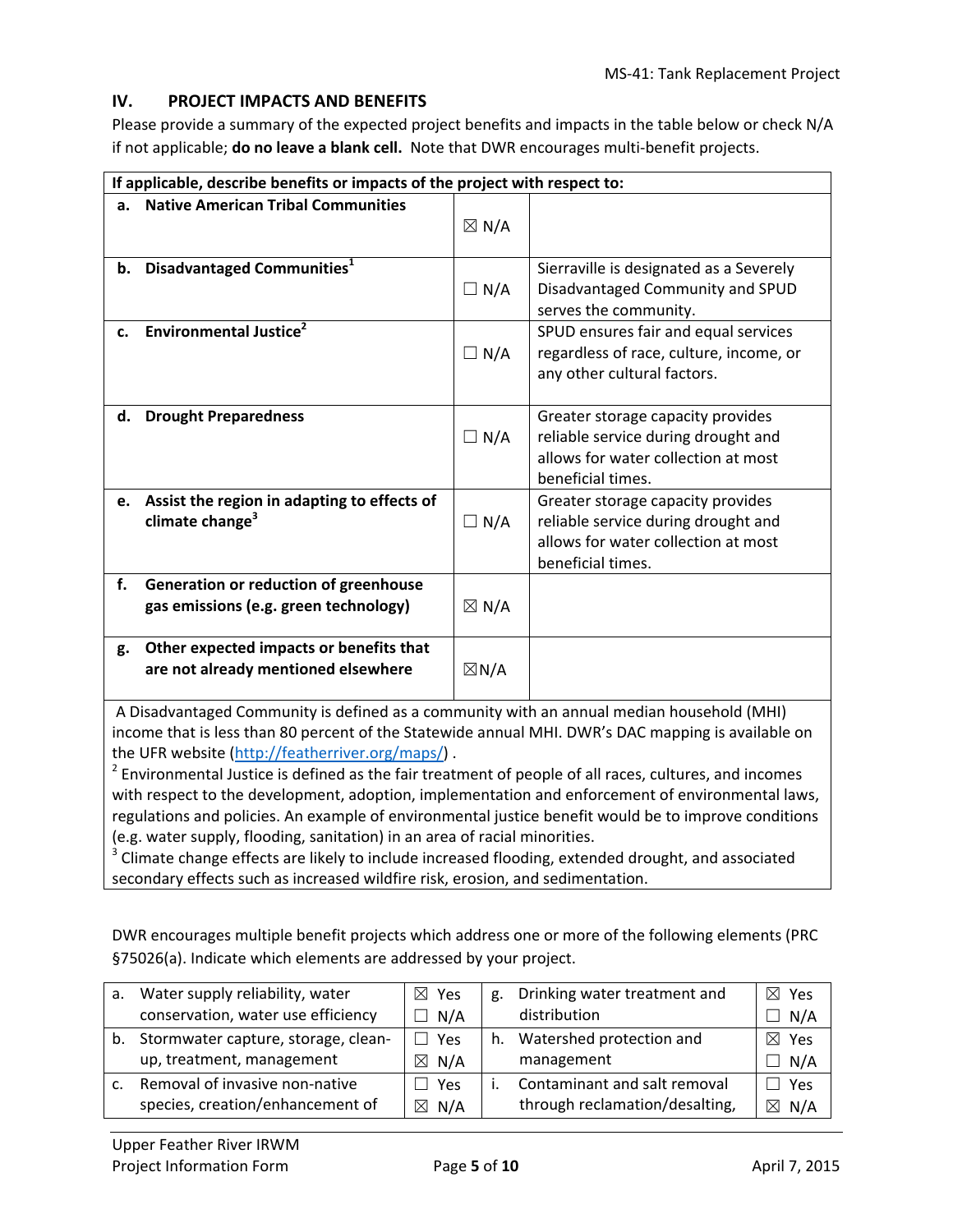## IV. PROJECT IMPACTS AND BENEFITS

Please provide a summary of the expected project benefits and impacts in the table below or check N/A if not applicable; **do no leave a blank cell.** Note that DWR encourages multi-benefit projects.

| If applicable, describe benefits or impacts of the project with respect to: | | |
|---|---|---|
| **a. Native American Tribal Communities** | ☒ N/A | |
| **b. Disadvantaged Communities**[1] | ☐ N/A | Sierraville is designated as a Severely Disadvantaged Community and SPUD serves the community. |
| **c. Environmental Justice**[2] | ☐ N/A | SPUD ensures fair and equal services regardless of race, culture, income, or any other cultural factors. |
| **d. Drought Preparedness** | ☐ N/A | Greater storage capacity provides reliable service during drought and allows for water collection at most beneficial times. |
| **e. Assist the region in adapting to effects of climate change**[3] | ☐ N/A | Greater storage capacity provides reliable service during drought and allows for water collection at most beneficial times. |
| **f. Generation or reduction of greenhouse gas emissions (e.g. green technology)** | ☒ N/A | |
| **g. Other expected impacts or benefits that are not already mentioned elsewhere** | ☒N/A | |

A Disadvantaged Community is defined as a community with an annual median household (MHI) income that is less than 80 percent of the Statewide annual MHI. DWR's DAC mapping is available on the UFR website (http://featherriver.org/maps/) .

[2] Environmental Justice is defined as the fair treatment of people of all races, cultures, and incomes with respect to the development, adoption, implementation and enforcement of environmental laws, regulations and policies. An example of environmental justice benefit would be to improve conditions (e.g. water supply, flooding, sanitation) in an area of racial minorities.

[3] Climate change effects are likely to include increased flooding, extended drought, and associated secondary effects such as increased wildfire risk, erosion, and sedimentation.

DWR encourages multiple benefit projects which address one or more of the following elements (PRC §75026(a). Indicate which elements are addressed by your project.

| | | | | | |
|---|---|---|---|---|---|
| a. | Water supply reliability, water conservation, water use efficiency | ☒ Yes ☐ N/A | g. | Drinking water treatment and distribution | ☒ Yes ☐ N/A |
| b. | Stormwater capture, storage, clean-up, treatment, management | ☐ Yes ☒ N/A | h. | Watershed protection and management | ☒ Yes ☐ N/A |
| c. | Removal of invasive non-native species, creation/enhancement of | ☐ Yes ☒ N/A | i. | Contaminant and salt removal through reclamation/desalting, | ☐ Yes ☒ N/A |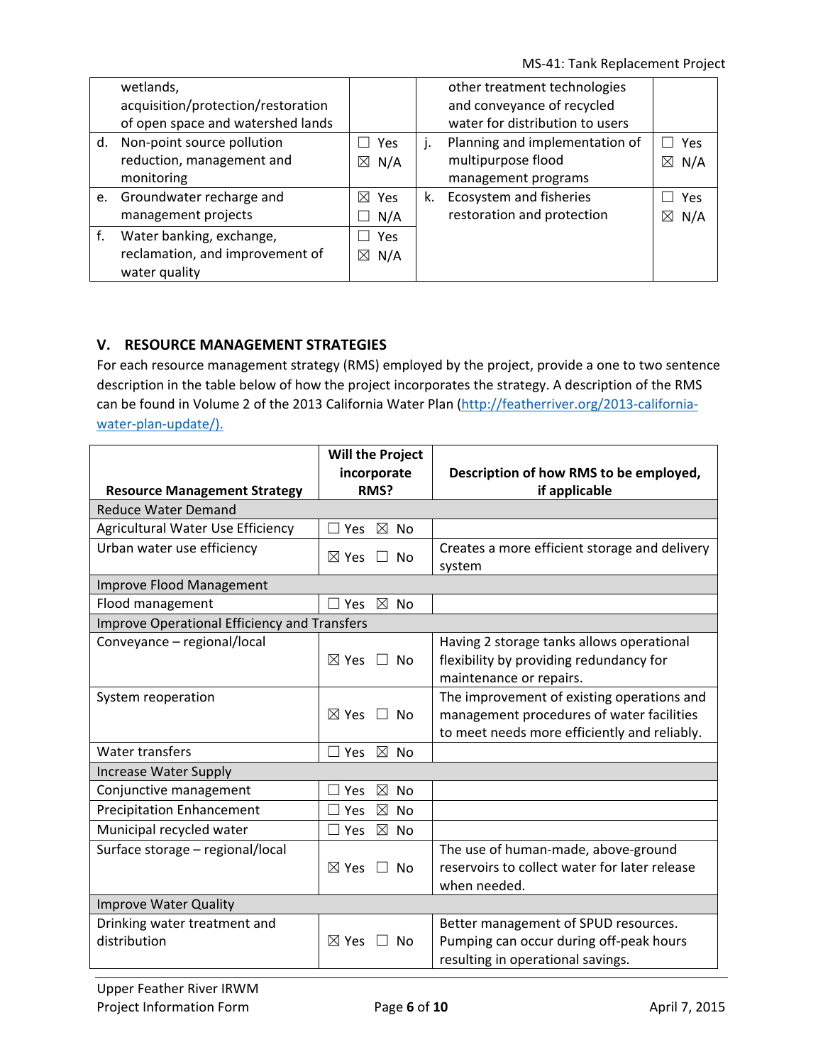| | | | |
|---|---|---|---|
| wetlands, acquisition/protection/restoration of open space and watershed lands | | other treatment technologies and conveyance of recycled water for distribution to users | |
| d. Non-point source pollution reduction, management and monitoring | ☐ Yes ☒ N/A | j. Planning and implementation of multipurpose flood management programs | ☐ Yes ☒ N/A |
| e. Groundwater recharge and management projects | ☒ Yes ☐ N/A | k. Ecosystem and fisheries restoration and protection | ☐ Yes ☒ N/A |
| f. Water banking, exchange, reclamation, and improvement of water quality | ☐ Yes ☒ N/A | | |

## V. RESOURCE MANAGEMENT STRATEGIES

For each resource management strategy (RMS) employed by the project, provide a one to two sentence description in the table below of how the project incorporates the strategy. A description of the RMS can be found in Volume 2 of the 2013 California Water Plan (http://featherriver.org/2013-california-water-plan-update/).

| Resource Management Strategy | Will the Project incorporate RMS? | Description of how RMS to be employed, if applicable |
|---|---|---|
| Reduce Water Demand | | |
| Agricultural Water Use Efficiency | ☐ Yes ☒ No | |
| Urban water use efficiency | ☒ Yes ☐ No | Creates a more efficient storage and delivery system |
| Improve Flood Management | | |
| Flood management | ☐ Yes ☒ No | |
| Improve Operational Efficiency and Transfers | | |
| Conveyance – regional/local | ☒ Yes ☐ No | Having 2 storage tanks allows operational flexibility by providing redundancy for maintenance or repairs. |
| System reoperation | ☒ Yes ☐ No | The improvement of existing operations and management procedures of water facilities to meet needs more efficiently and reliably. |
| Water transfers | ☐ Yes ☒ No | |
| Increase Water Supply | | |
| Conjunctive management | ☐ Yes ☒ No | |
| Precipitation Enhancement | ☐ Yes ☒ No | |
| Municipal recycled water | ☐ Yes ☒ No | |
| Surface storage – regional/local | ☒ Yes ☐ No | The use of human-made, above-ground reservoirs to collect water for later release when needed. |
| Improve Water Quality | | |
| Drinking water treatment and distribution | ☒ Yes ☐ No | Better management of SPUD resources. Pumping can occur during off-peak hours resulting in operational savings. |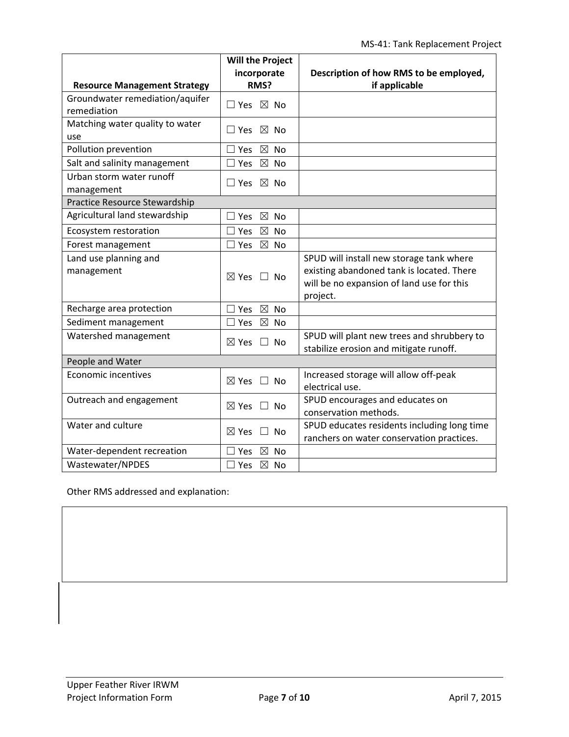| Resource Management Strategy | Will the Project incorporate RMS? | Description of how RMS to be employed, if applicable |
|---|---|---|
| Groundwater remediation/aquifer remediation | ☐ Yes ☒ No | |
| Matching water quality to water use | ☐ Yes ☒ No | |
| Pollution prevention | ☐ Yes ☒ No | |
| Salt and salinity management | ☐ Yes ☒ No | |
| Urban storm water runoff management | ☐ Yes ☒ No | |
| Practice Resource Stewardship | | |
| Agricultural land stewardship | ☐ Yes ☒ No | |
| Ecosystem restoration | ☐ Yes ☒ No | |
| Forest management | ☐ Yes ☒ No | |
| Land use planning and management | ☒ Yes ☐ No | SPUD will install new storage tank where existing abandoned tank is located. There will be no expansion of land use for this project. |
| Recharge area protection | ☐ Yes ☒ No | |
| Sediment management | ☐ Yes ☒ No | |
| Watershed management | ☒ Yes ☐ No | SPUD will plant new trees and shrubbery to stabilize erosion and mitigate runoff. |
| People and Water | | |
| Economic incentives | ☒ Yes ☐ No | Increased storage will allow off-peak electrical use. |
| Outreach and engagement | ☒ Yes ☐ No | SPUD encourages and educates on conservation methods. |
| Water and culture | ☒ Yes ☐ No | SPUD educates residents including long time ranchers on water conservation practices. |
| Water-dependent recreation | ☐ Yes ☒ No | |
| Wastewater/NPDES | ☐ Yes ☒ No | |

Other RMS addressed and explanation: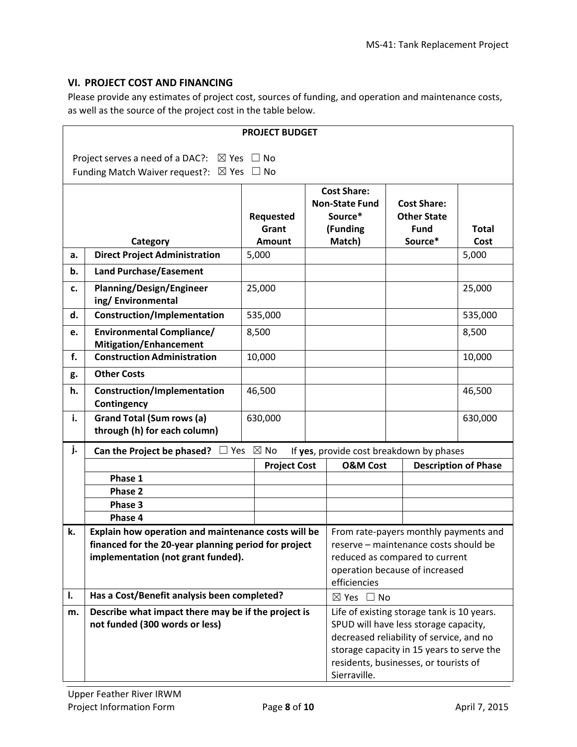## VI. PROJECT COST AND FINANCING

Please provide any estimates of project cost, sources of funding, and operation and maintenance costs, as well as the source of the project cost in the table below.

**PROJECT BUDGET**

Project serves a need of a DAC?: ☒ Yes ☐ No
Funding Match Waiver request?: ☒ Yes ☐ No

| | Category | Requested Grant Amount | Cost Share: Non-State Fund Source* (Funding Match) | Cost Share: Other State Fund Source* | Total Cost |
|---|---|---|---|---|---|
| a. | **Direct Project Administration** | 5,000 | | | 5,000 |
| b. | **Land Purchase/Easement** | | | | |
| c. | **Planning/Design/Engineer ing/ Environmental** | 25,000 | | | 25,000 |
| d. | **Construction/Implementation** | 535,000 | | | 535,000 |
| e. | **Environmental Compliance/ Mitigation/Enhancement** | 8,500 | | | 8,500 |
| f. | **Construction Administration** | 10,000 | | | 10,000 |
| g. | **Other Costs** | | | | |
| h. | **Construction/Implementation Contingency** | 46,500 | | | 46,500 |
| i. | **Grand Total (Sum rows (a) through (h) for each column)** | 630,000 | | | 630,000 |

| j. | **Can the Project be phased?** ☐ Yes ☒ No If **yes**, provide cost breakdown by phases | | | |
|---|---|---|---|---|
| | | **Project Cost** | **O&M Cost** | **Description of Phase** |
| | **Phase 1** | | | |
| | **Phase 2** | | | |
| | **Phase 3** | | | |
| | **Phase 4** | | | |

| | | |
|---|---|---|
| k. | **Explain how operation and maintenance costs will be financed for the 20-year planning period for project implementation (not grant funded).** | From rate-payers monthly payments and reserve – maintenance costs should be reduced as compared to current operation because of increased efficiencies |
| l. | **Has a Cost/Benefit analysis been completed?** | ☒ Yes ☐ No |
| m. | **Describe what impact there may be if the project is not funded (300 words or less)** | Life of existing storage tank is 10 years. SPUD will have less storage capacity, decreased reliability of service, and no storage capacity in 15 years to serve the residents, businesses, or tourists of Sierraville. |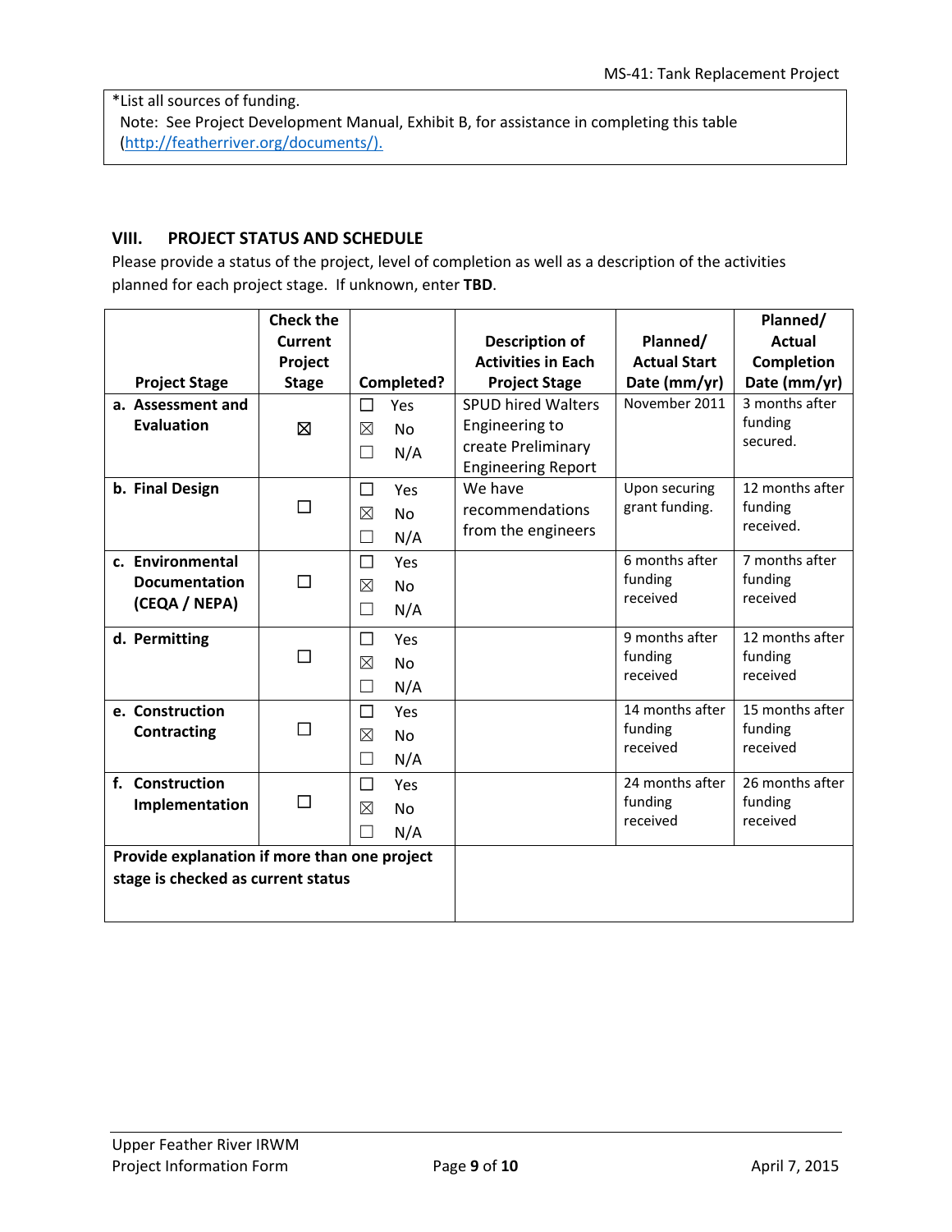*List all sources of funding.
Note: See Project Development Manual, Exhibit B, for assistance in completing this table (http://featherriver.org/documents/).

## VIII. PROJECT STATUS AND SCHEDULE

Please provide a status of the project, level of completion as well as a description of the activities planned for each project stage. If unknown, enter **TBD**.

| Project Stage | Check the Current Project Stage | Completed? | Description of Activities in Each Project Stage | Planned/ Actual Start Date (mm/yr) | Planned/ Actual Completion Date (mm/yr) |
|---|---|---|---|---|---|
| **a. Assessment and Evaluation** | ☒ | ☐ Yes ☒ No ☐ N/A | SPUD hired Walters Engineering to create Preliminary Engineering Report | November 2011 | 3 months after funding secured. |
| **b. Final Design** | ☐ | ☐ Yes ☒ No ☐ N/A | We have recommendations from the engineers | Upon securing grant funding. | 12 months after funding received. |
| **c. Environmental Documentation (CEQA / NEPA)** | ☐ | ☐ Yes ☒ No ☐ N/A | | 6 months after funding received | 7 months after funding received |
| **d. Permitting** | ☐ | ☐ Yes ☒ No ☐ N/A | | 9 months after funding received | 12 months after funding received |
| **e. Construction Contracting** | ☐ | ☐ Yes ☒ No ☐ N/A | | 14 months after funding received | 15 months after funding received |
| **f. Construction Implementation** | ☐ | ☐ Yes ☒ No ☐ N/A | | 24 months after funding received | 26 months after funding received |
| **Provide explanation if more than one project stage is checked as current status** | | | | | |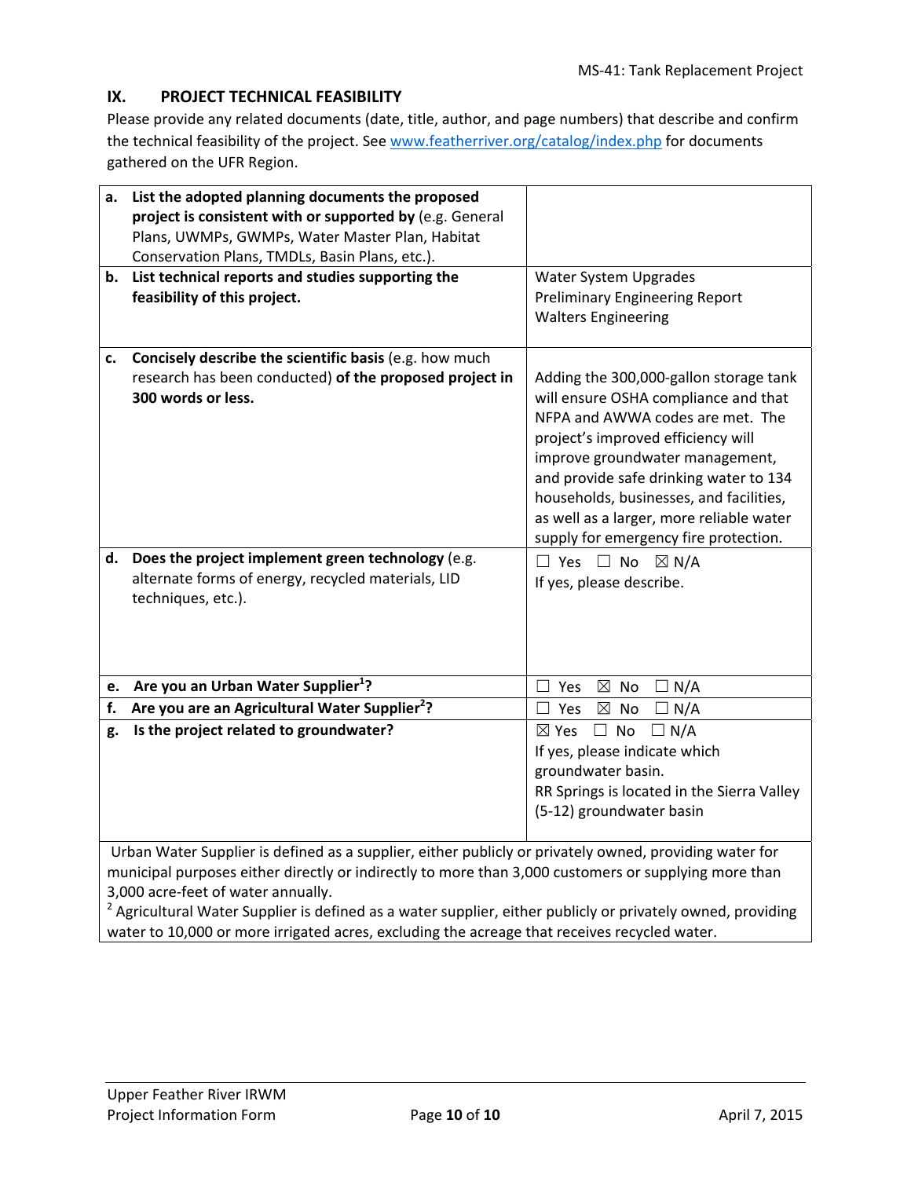## IX. PROJECT TECHNICAL FEASIBILITY

Please provide any related documents (date, title, author, and page numbers) that describe and confirm the technical feasibility of the project. See www.featherriver.org/catalog/index.php for documents gathered on the UFR Region.

| | |
|---|---|
| **a. List the adopted planning documents the proposed project is consistent with or supported by** (e.g. General Plans, UWMPs, GWMPs, Water Master Plan, Habitat Conservation Plans, TMDLs, Basin Plans, etc.). | |
| **b. List technical reports and studies supporting the feasibility of this project.** | Water System Upgrades<br>Preliminary Engineering Report<br>Walters Engineering |
| **c. Concisely describe the scientific basis** (e.g. how much research has been conducted) **of the proposed project in 300 words or less.** | Adding the 300,000-gallon storage tank will ensure OSHA compliance and that NFPA and AWWA codes are met. The project's improved efficiency will improve groundwater management, and provide safe drinking water to 134 households, businesses, and facilities, as well as a larger, more reliable water supply for emergency fire protection. |
| **d. Does the project implement green technology** (e.g. alternate forms of energy, recycled materials, LID techniques, etc.). | ☐ Yes ☐ No ☒ N/A<br>If yes, please describe. |
| **e. Are you an Urban Water Supplier[1]?** | ☐ Yes ☒ No ☐ N/A |
| **f. Are you are an Agricultural Water Supplier[2]?** | ☐ Yes ☒ No ☐ N/A |
| **g. Is the project related to groundwater?** | ☒ Yes ☐ No ☐ N/A<br>If yes, please indicate which groundwater basin.<br>RR Springs is located in the Sierra Valley (5-12) groundwater basin |

Urban Water Supplier is defined as a supplier, either publicly or privately owned, providing water for municipal purposes either directly or indirectly to more than 3,000 customers or supplying more than 3,000 acre-feet of water annually.

[2] Agricultural Water Supplier is defined as a water supplier, either publicly or privately owned, providing water to 10,000 or more irrigated acres, excluding the acreage that receives recycled water.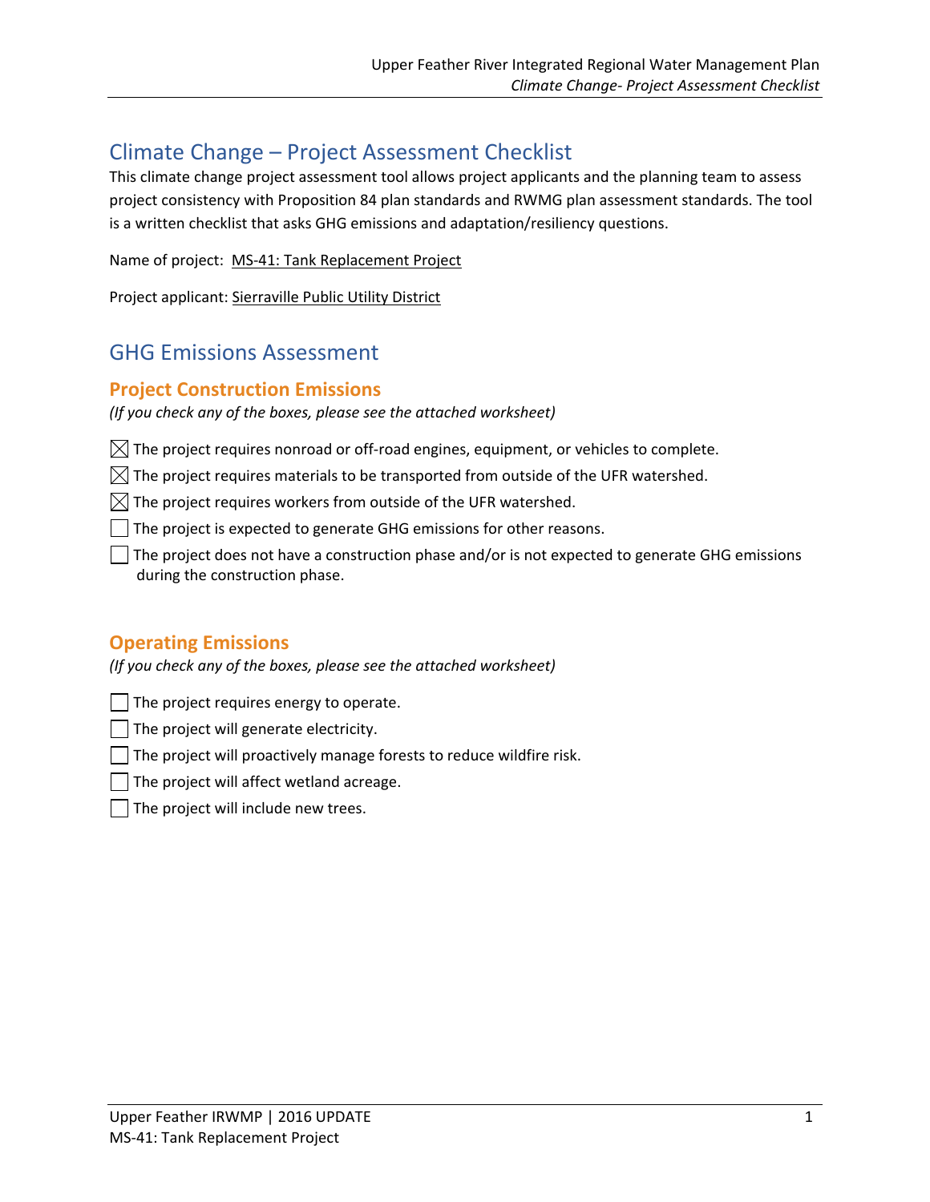# Climate Change – Project Assessment Checklist

This climate change project assessment tool allows project applicants and the planning team to assess project consistency with Proposition 84 plan standards and RWMG plan assessment standards. The tool is a written checklist that asks GHG emissions and adaptation/resiliency questions.

Name of project: MS-41: Tank Replacement Project

Project applicant: Sierraville Public Utility District

# GHG Emissions Assessment

## Project Construction Emissions

*(If you check any of the boxes, please see the attached worksheet)*

- ☒ The project requires nonroad or off-road engines, equipment, or vehicles to complete.
- ☒ The project requires materials to be transported from outside of the UFR watershed.
- ☒ The project requires workers from outside of the UFR watershed.
- ☐ The project is expected to generate GHG emissions for other reasons.
- ☐ The project does not have a construction phase and/or is not expected to generate GHG emissions during the construction phase.

## Operating Emissions

*(If you check any of the boxes, please see the attached worksheet)*

- ☐ The project requires energy to operate.
- ☐ The project will generate electricity.
- ☐ The project will proactively manage forests to reduce wildfire risk.
- ☐ The project will affect wetland acreage.
- ☐ The project will include new trees.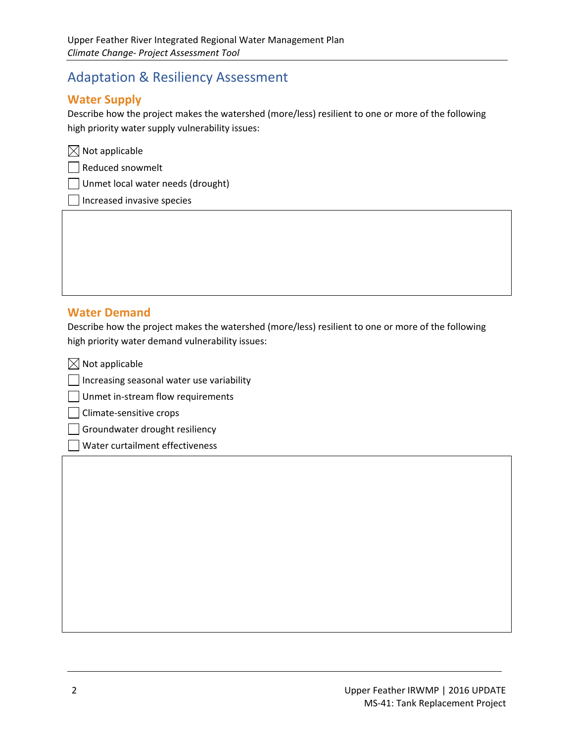## Adaptation & Resiliency Assessment

### Water Supply

Describe how the project makes the watershed (more/less) resilient to one or more of the following high priority water supply vulnerability issues:

- [x] Not applicable
- [ ] Reduced snowmelt
- [ ] Unmet local water needs (drought)
- [ ] Increased invasive species

### Water Demand

Describe how the project makes the watershed (more/less) resilient to one or more of the following high priority water demand vulnerability issues:

- [x] Not applicable
- [ ] Increasing seasonal water use variability
- [ ] Unmet in-stream flow requirements
- [ ] Climate-sensitive crops
- [ ] Groundwater drought resiliency
- [ ] Water curtailment effectiveness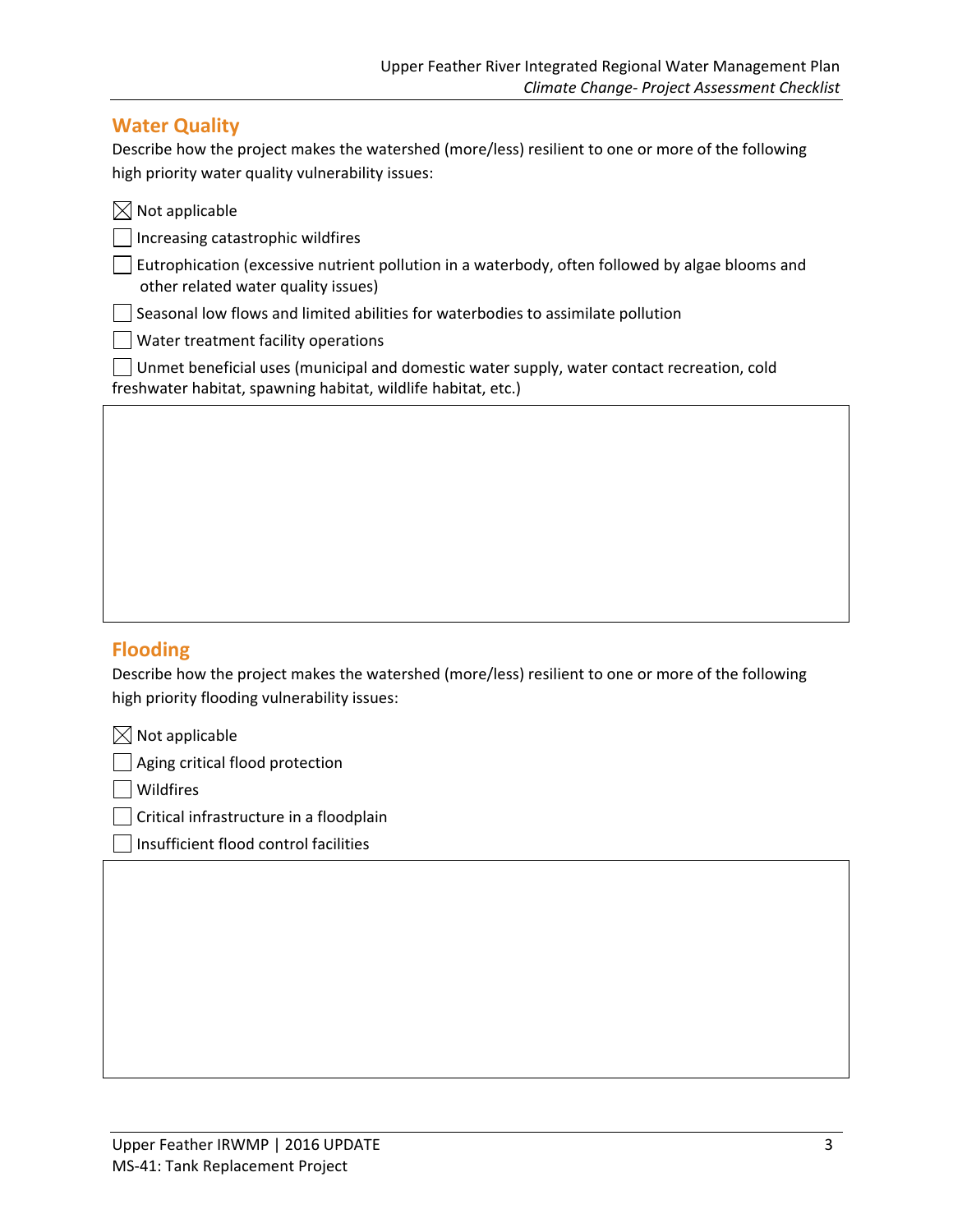## Water Quality

Describe how the project makes the watershed (more/less) resilient to one or more of the following high priority water quality vulnerability issues:

- [x] Not applicable
- [ ] Increasing catastrophic wildfires
- [ ] Eutrophication (excessive nutrient pollution in a waterbody, often followed by algae blooms and other related water quality issues)
- [ ] Seasonal low flows and limited abilities for waterbodies to assimilate pollution
- [ ] Water treatment facility operations
- [ ] Unmet beneficial uses (municipal and domestic water supply, water contact recreation, cold freshwater habitat, spawning habitat, wildlife habitat, etc.)

## Flooding

Describe how the project makes the watershed (more/less) resilient to one or more of the following high priority flooding vulnerability issues:

- [x] Not applicable
- [ ] Aging critical flood protection
- [ ] Wildfires
- [ ] Critical infrastructure in a floodplain
- [ ] Insufficient flood control facilities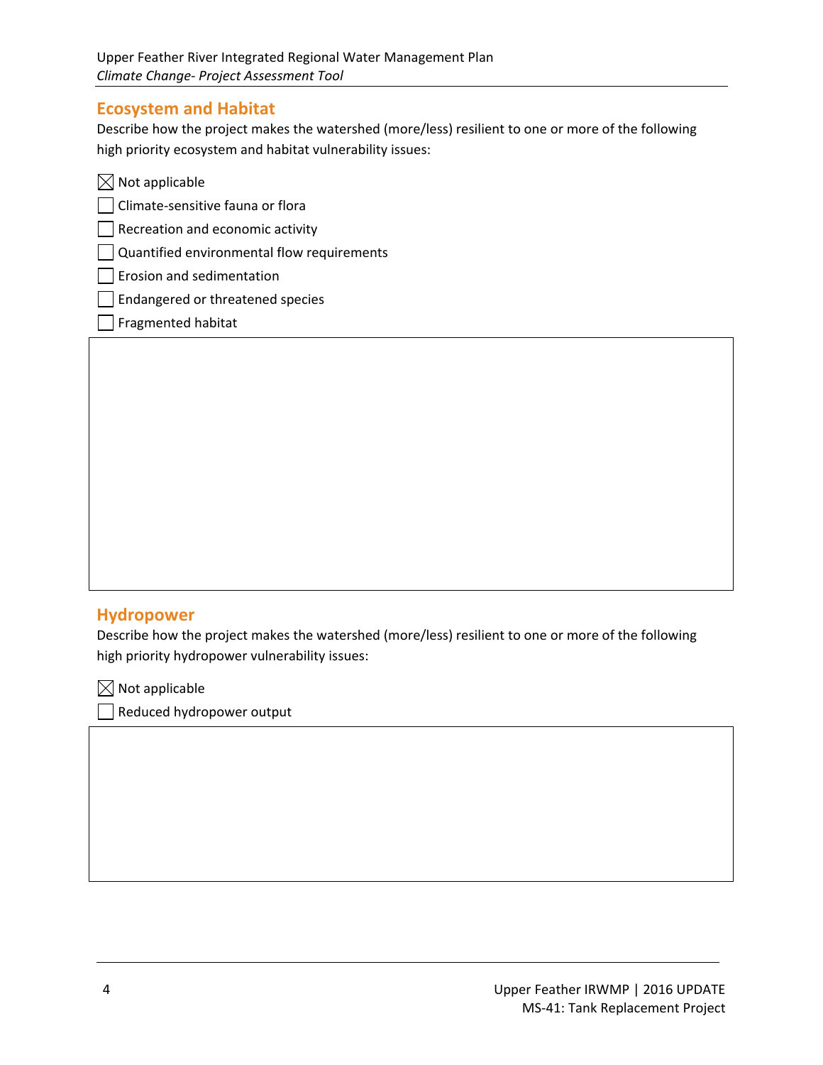## Ecosystem and Habitat

Describe how the project makes the watershed (more/less) resilient to one or more of the following high priority ecosystem and habitat vulnerability issues:

- ☒ Not applicable
- ☐ Climate-sensitive fauna or flora
- ☐ Recreation and economic activity
- ☐ Quantified environmental flow requirements
- ☐ Erosion and sedimentation
- ☐ Endangered or threatened species
- ☐ Fragmented habitat

## Hydropower

Describe how the project makes the watershed (more/less) resilient to one or more of the following high priority hydropower vulnerability issues:

- ☒ Not applicable
- ☐ Reduced hydropower output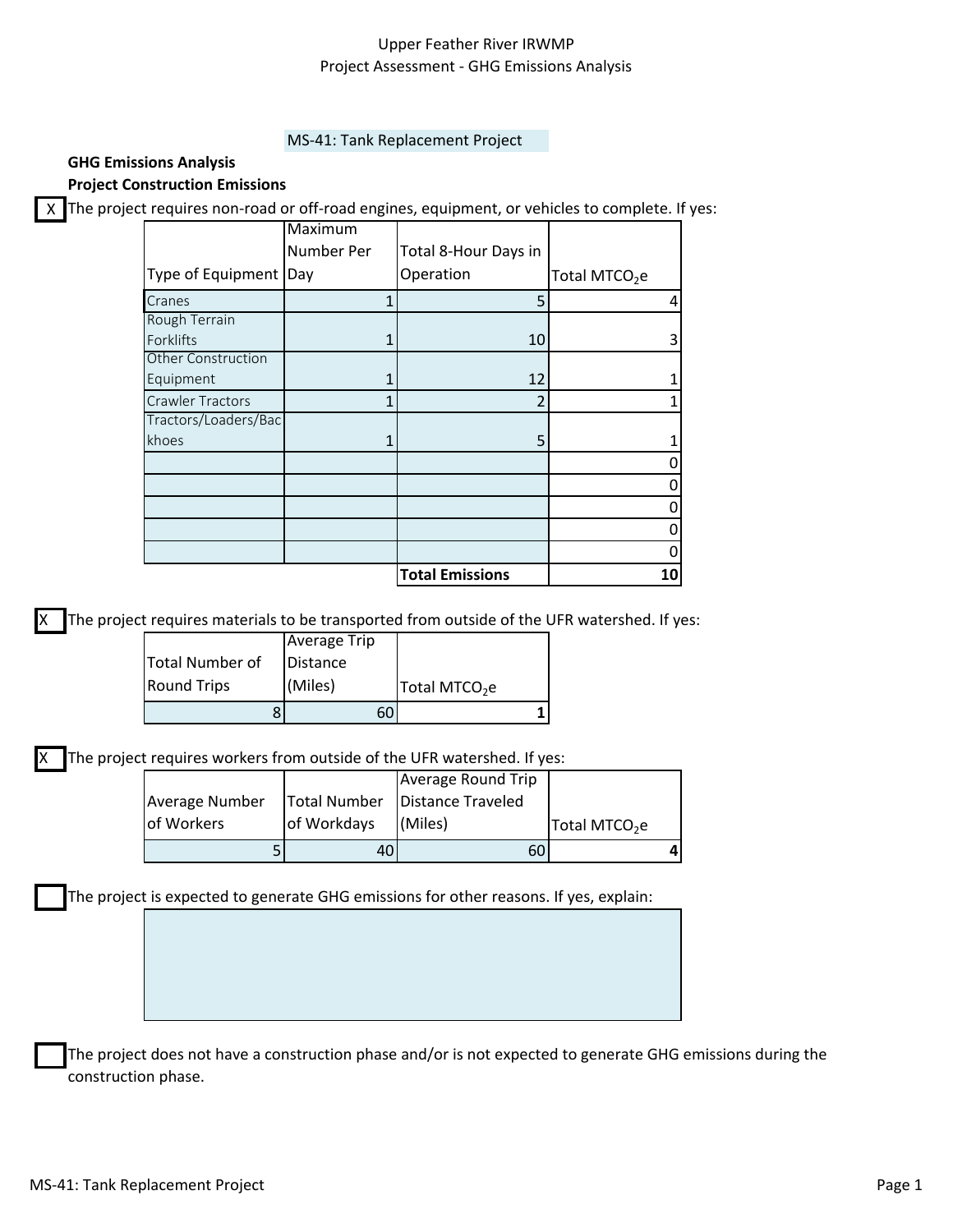Upper Feather River IRWMP
Project Assessment - GHG Emissions Analysis

MS-41: Tank Replacement Project

**GHG Emissions Analysis**

**Project Construction Emissions**

[X] The project requires non-road or off-road engines, equipment, or vehicles to complete. If yes:

| Type of Equipment | Maximum Number Per Day | Total 8-Hour Days in Operation | Total $MTCO_2e$ |
|---|---|---|---|
| Cranes | 1 | 5 | 4 |
| Rough Terrain Forklifts | 1 | 10 | 3 |
| Other Construction Equipment | 1 | 12 | 1 |
| Crawler Tractors | 1 | 2 | 1 |
| Tractors/Loaders/Backhoes | 1 | 5 | 1 |
| | | | 0 |
| | | | 0 |
| | | | 0 |
| | | | 0 |
| | | | 0 |
| | | **Total Emissions** | **10** |

[X] The project requires materials to be transported from outside of the UFR watershed. If yes:

| Total Number of Round Trips | Average Trip Distance (Miles) | Total $MTCO_2e$ |
|---|---|---|
| 8 | 60 | **1** |

[X] The project requires workers from outside of the UFR watershed. If yes:

| Average Number of Workers | Total Number of Workdays | Average Round Trip Distance Traveled (Miles) | Total $MTCO_2e$ |
|---|---|---|---|
| 5 | 40 | 60 | **4** |

[ ] The project is expected to generate GHG emissions for other reasons. If yes, explain:

[ ] The project does not have a construction phase and/or is not expected to generate GHG emissions during the construction phase.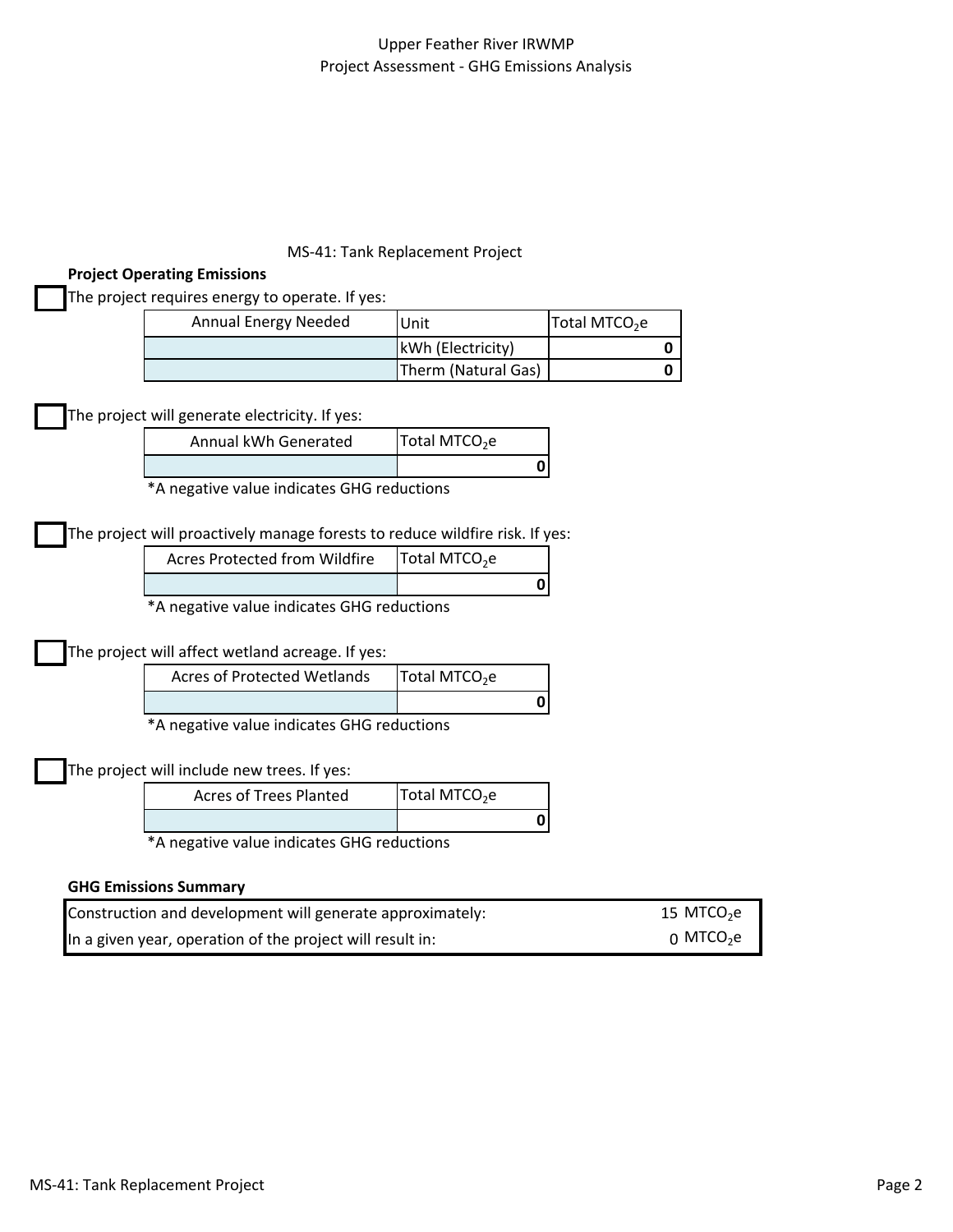MS-41: Tank Replacement Project

**Project Operating Emissions**

☐ The project requires energy to operate. If yes:

| Annual Energy Needed | Unit | Total $MTCO_2e$ |
|---|---|---|
| | kWh (Electricity) | **0** |
| | Therm (Natural Gas) | **0** |

☐ The project will generate electricity. If yes:

| Annual kWh Generated | Total $MTCO_2e$ |
|---|---|
| | **0** |

*A negative value indicates GHG reductions

☐ The project will proactively manage forests to reduce wildfire risk. If yes:

| Acres Protected from Wildfire | Total $MTCO_2e$ |
|---|---|
| | **0** |

*A negative value indicates GHG reductions

☐ The project will affect wetland acreage. If yes:

| Acres of Protected Wetlands | Total $MTCO_2e$ |
|---|---|
| | **0** |

*A negative value indicates GHG reductions

☐ The project will include new trees. If yes:

| Acres of Trees Planted | Total $MTCO_2e$ |
|---|---|
| | **0** |

*A negative value indicates GHG reductions

**GHG Emissions Summary**

| | |
|---|---|
| Construction and development will generate approximately: | 15 $MTCO_2e$ |
| In a given year, operation of the project will result in: | 0 $MTCO_2e$ |